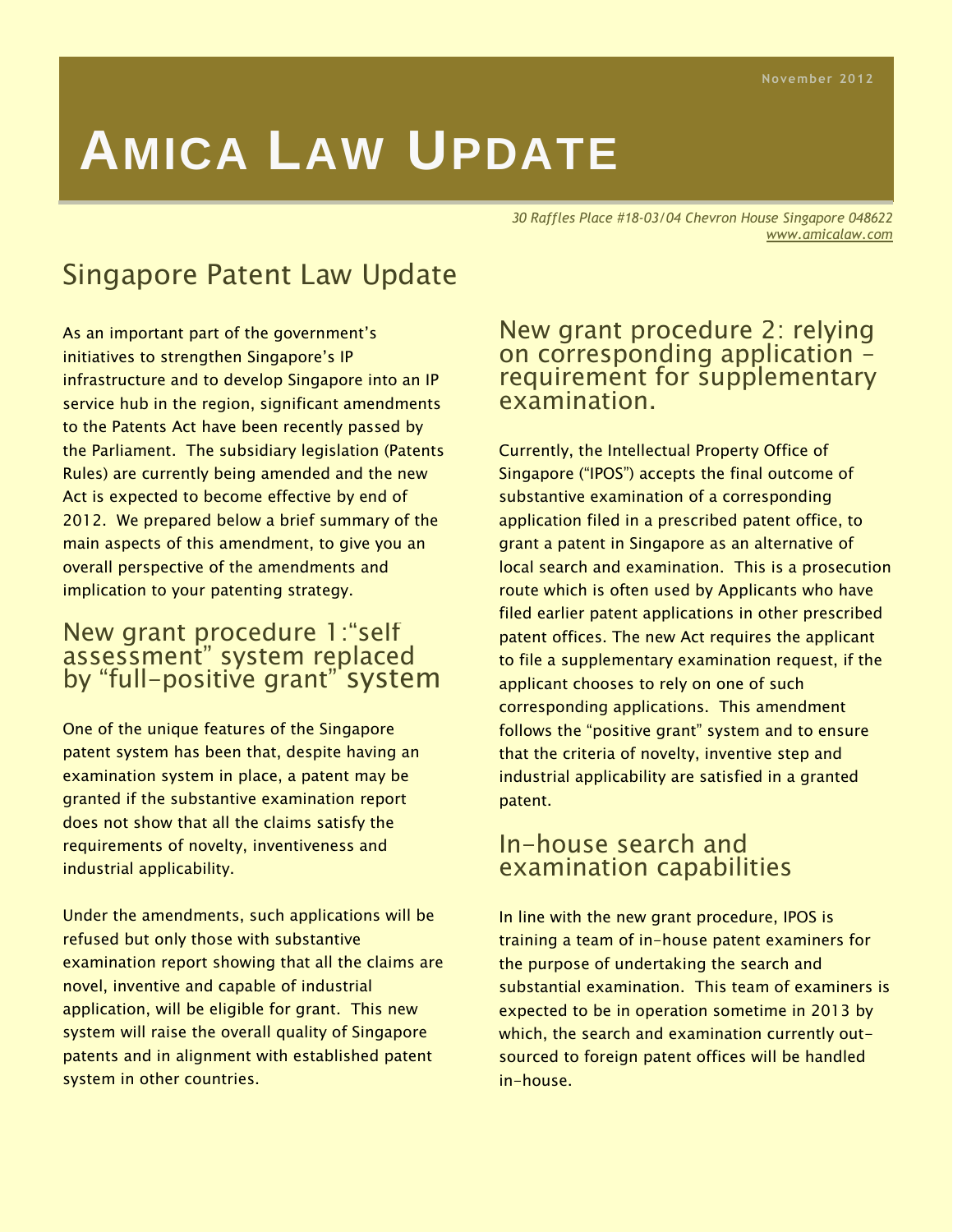November 2012

# AMICA LAW UPDATE

*30 Raffles Place #18-03/04 Chevron House Singapore 048622*
*www.amicalaw.com*

## Singapore Patent Law Update

As an important part of the government's initiatives to strengthen Singapore's IP infrastructure and to develop Singapore into an IP service hub in the region, significant amendments to the Patents Act have been recently passed by the Parliament. The subsidiary legislation (Patents Rules) are currently being amended and the new Act is expected to become effective by end of 2012. We prepared below a brief summary of the main aspects of this amendment, to give you an overall perspective of the amendments and implication to your patenting strategy.

### New grant procedure 1:"self assessment" system replaced by "full-positive grant" system

One of the unique features of the Singapore patent system has been that, despite having an examination system in place, a patent may be granted if the substantive examination report does not show that all the claims satisfy the requirements of novelty, inventiveness and industrial applicability.

Under the amendments, such applications will be refused but only those with substantive examination report showing that all the claims are novel, inventive and capable of industrial application, will be eligible for grant. This new system will raise the overall quality of Singapore patents and in alignment with established patent system in other countries.

### New grant procedure 2: relying on corresponding application – requirement for supplementary examination.

Currently, the Intellectual Property Office of Singapore ("IPOS") accepts the final outcome of substantive examination of a corresponding application filed in a prescribed patent office, to grant a patent in Singapore as an alternative of local search and examination. This is a prosecution route which is often used by Applicants who have filed earlier patent applications in other prescribed patent offices. The new Act requires the applicant to file a supplementary examination request, if the applicant chooses to rely on one of such corresponding applications. This amendment follows the "positive grant" system and to ensure that the criteria of novelty, inventive step and industrial applicability are satisfied in a granted patent.

### In-house search and examination capabilities

In line with the new grant procedure, IPOS is training a team of in-house patent examiners for the purpose of undertaking the search and substantial examination. This team of examiners is expected to be in operation sometime in 2013 by which, the search and examination currently out-sourced to foreign patent offices will be handled in-house.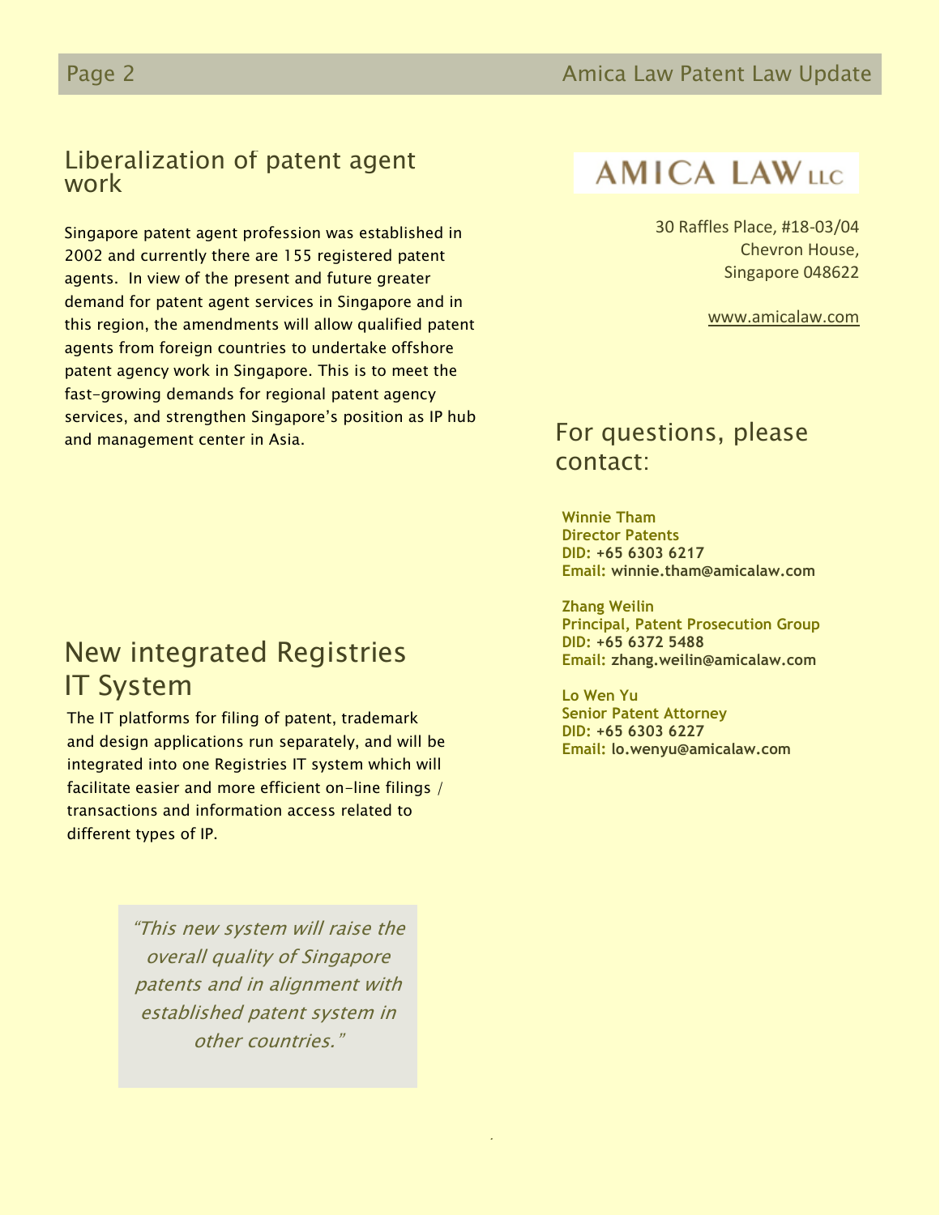## Liberalization of patent agent work

Singapore patent agent profession was established in 2002 and currently there are 155 registered patent agents. In view of the present and future greater demand for patent agent services in Singapore and in this region, the amendments will allow qualified patent agents from foreign countries to undertake offshore patent agency work in Singapore. This is to meet the fast-growing demands for regional patent agency services, and strengthen Singapore's position as IP hub and management center in Asia.

## New integrated Registries IT System

The IT platforms for filing of patent, trademark and design applications run separately, and will be integrated into one Registries IT system which will facilitate easier and more efficient on-line filings / transactions and information access related to different types of IP.

> *"This new system will raise the overall quality of Singapore patents and in alignment with established patent system in other countries."*

**AMICA LAW LLC**

30 Raffles Place, #18-03/04
Chevron House,
Singapore 048622

www.amicalaw.com

## For questions, please contact:

**Winnie Tham**
**Director Patents**
**DID: +65 6303 6217**
**Email: winnie.tham@amicalaw.com**

**Zhang Weilin**
**Principal, Patent Prosecution Group**
**DID: +65 6372 5488**
**Email: zhang.weilin@amicalaw.com**

**Lo Wen Yu**
**Senior Patent Attorney**
**DID: +65 6303 6227**
**Email: lo.wenyu@amicalaw.com**